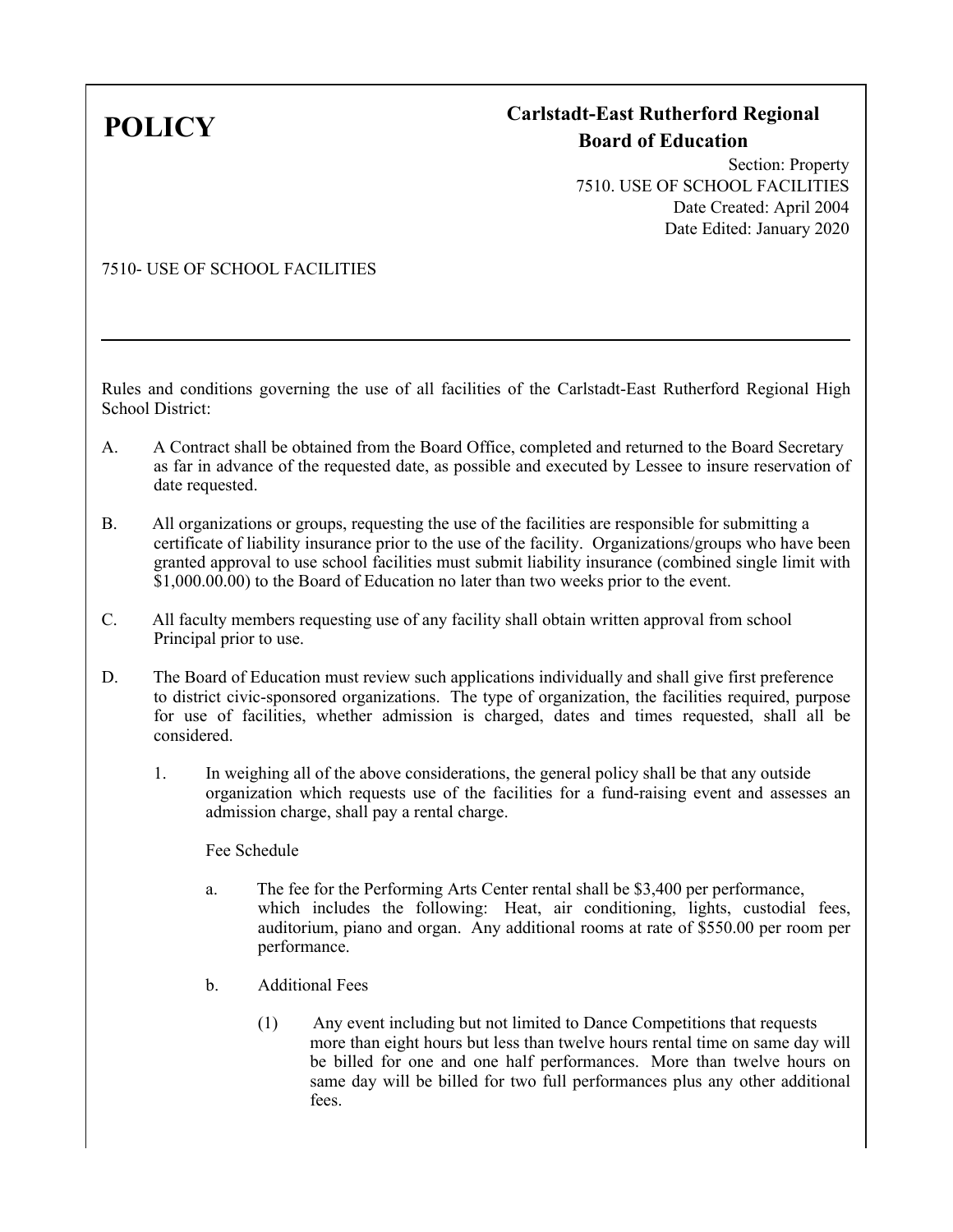# POLICY

**Carlstadt-East Rutherford Regional Board of Education**

Section: Property
7510. USE OF SCHOOL FACILITIES
Date Created: April 2004
Date Edited: January 2020

7510- USE OF SCHOOL FACILITIES

---

Rules and conditions governing the use of all facilities of the Carlstadt-East Rutherford Regional High School District:

A. A Contract shall be obtained from the Board Office, completed and returned to the Board Secretary as far in advance of the requested date, as possible and executed by Lessee to insure reservation of date requested.

B. All organizations or groups, requesting the use of the facilities are responsible for submitting a certificate of liability insurance prior to the use of the facility. Organizations/groups who have been granted approval to use school facilities must submit liability insurance (combined single limit with $1,000.00.00) to the Board of Education no later than two weeks prior to the event.

C. All faculty members requesting use of any facility shall obtain written approval from school Principal prior to use.

D. The Board of Education must review such applications individually and shall give first preference to district civic-sponsored organizations. The type of organization, the facilities required, purpose for use of facilities, whether admission is charged, dates and times requested, shall all be considered.

   1. In weighing all of the above considerations, the general policy shall be that any outside organization which requests use of the facilities for a fund-raising event and assesses an admission charge, shall pay a rental charge.

      Fee Schedule

      a. The fee for the Performing Arts Center rental shall be $3,400 per performance, which includes the following: Heat, air conditioning, lights, custodial fees, auditorium, piano and organ. Any additional rooms at rate of $550.00 per room per performance.

      b. Additional Fees

         (1) Any event including but not limited to Dance Competitions that requests more than eight hours but less than twelve hours rental time on same day will be billed for one and one half performances. More than twelve hours on same day will be billed for two full performances plus any other additional fees.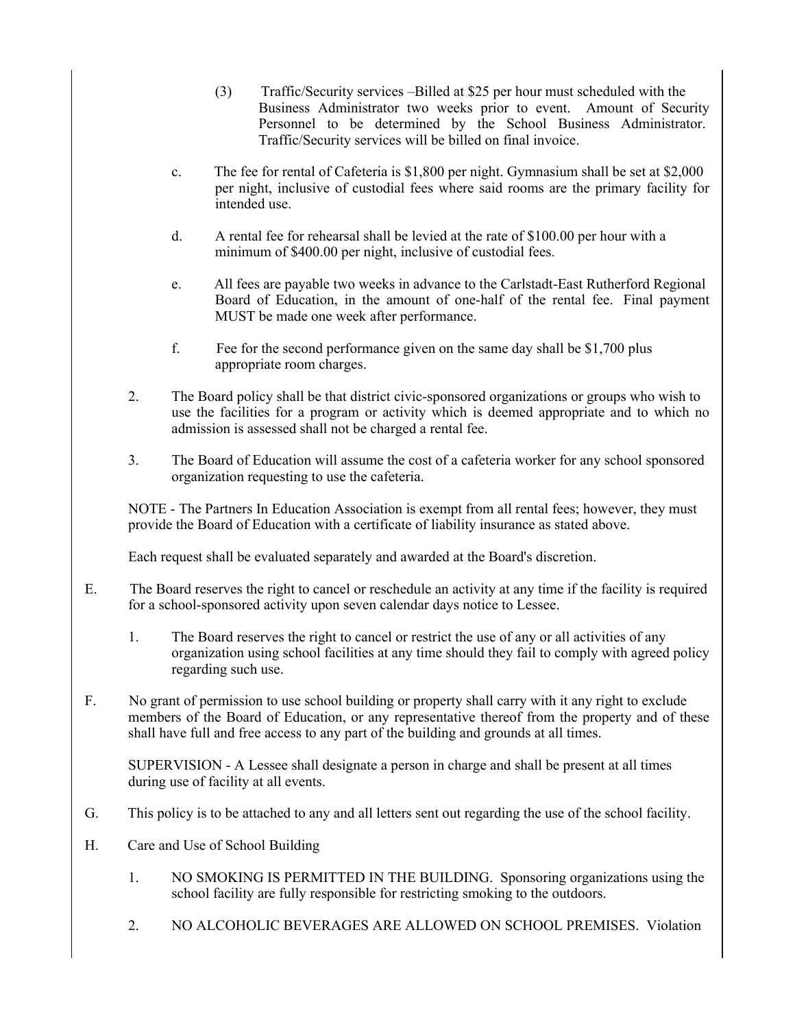(3) Traffic/Security services –Billed at $25 per hour must scheduled with the Business Administrator two weeks prior to event. Amount of Security Personnel to be determined by the School Business Administrator. Traffic/Security services will be billed on final invoice.

c. The fee for rental of Cafeteria is $1,800 per night. Gymnasium shall be set at $2,000 per night, inclusive of custodial fees where said rooms are the primary facility for intended use.

d. A rental fee for rehearsal shall be levied at the rate of $100.00 per hour with a minimum of $400.00 per night, inclusive of custodial fees.

e. All fees are payable two weeks in advance to the Carlstadt-East Rutherford Regional Board of Education, in the amount of one-half of the rental fee. Final payment MUST be made one week after performance.

f. Fee for the second performance given on the same day shall be $1,700 plus appropriate room charges.

2. The Board policy shall be that district civic-sponsored organizations or groups who wish to use the facilities for a program or activity which is deemed appropriate and to which no admission is assessed shall not be charged a rental fee.

3. The Board of Education will assume the cost of a cafeteria worker for any school sponsored organization requesting to use the cafeteria.

NOTE - The Partners In Education Association is exempt from all rental fees; however, they must provide the Board of Education with a certificate of liability insurance as stated above.

Each request shall be evaluated separately and awarded at the Board's discretion.

E. The Board reserves the right to cancel or reschedule an activity at any time if the facility is required for a school-sponsored activity upon seven calendar days notice to Lessee.

1. The Board reserves the right to cancel or restrict the use of any or all activities of any organization using school facilities at any time should they fail to comply with agreed policy regarding such use.

F. No grant of permission to use school building or property shall carry with it any right to exclude members of the Board of Education, or any representative thereof from the property and of these shall have full and free access to any part of the building and grounds at all times.

SUPERVISION - A Lessee shall designate a person in charge and shall be present at all times during use of facility at all events.

G. This policy is to be attached to any and all letters sent out regarding the use of the school facility.

H. Care and Use of School Building

1. NO SMOKING IS PERMITTED IN THE BUILDING. Sponsoring organizations using the school facility are fully responsible for restricting smoking to the outdoors.

2. NO ALCOHOLIC BEVERAGES ARE ALLOWED ON SCHOOL PREMISES. Violation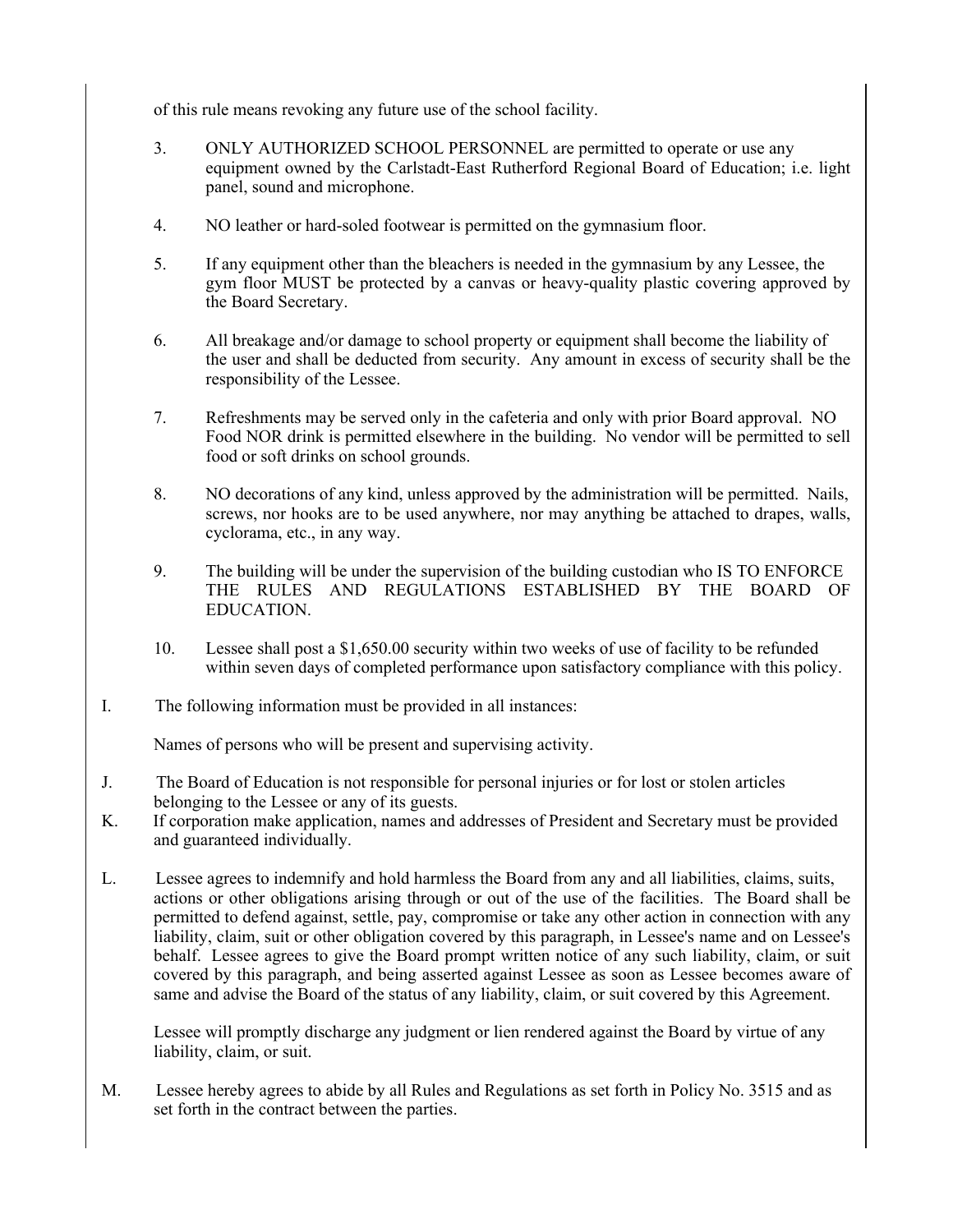of this rule means revoking any future use of the school facility.

3. ONLY AUTHORIZED SCHOOL PERSONNEL are permitted to operate or use any equipment owned by the Carlstadt-East Rutherford Regional Board of Education; i.e. light panel, sound and microphone.

4. NO leather or hard-soled footwear is permitted on the gymnasium floor.

5. If any equipment other than the bleachers is needed in the gymnasium by any Lessee, the gym floor MUST be protected by a canvas or heavy-quality plastic covering approved by the Board Secretary.

6. All breakage and/or damage to school property or equipment shall become the liability of the user and shall be deducted from security. Any amount in excess of security shall be the responsibility of the Lessee.

7. Refreshments may be served only in the cafeteria and only with prior Board approval. NO Food NOR drink is permitted elsewhere in the building. No vendor will be permitted to sell food or soft drinks on school grounds.

8. NO decorations of any kind, unless approved by the administration will be permitted. Nails, screws, nor hooks are to be used anywhere, nor may anything be attached to drapes, walls, cyclorama, etc., in any way.

9. The building will be under the supervision of the building custodian who IS TO ENFORCE THE RULES AND REGULATIONS ESTABLISHED BY THE BOARD OF EDUCATION.

10. Lessee shall post a $1,650.00 security within two weeks of use of facility to be refunded within seven days of completed performance upon satisfactory compliance with this policy.

I. The following information must be provided in all instances:

   Names of persons who will be present and supervising activity.

J. The Board of Education is not responsible for personal injuries or for lost or stolen articles belonging to the Lessee or any of its guests.

K. If corporation make application, names and addresses of President and Secretary must be provided and guaranteed individually.

L. Lessee agrees to indemnify and hold harmless the Board from any and all liabilities, claims, suits, actions or other obligations arising through or out of the use of the facilities. The Board shall be permitted to defend against, settle, pay, compromise or take any other action in connection with any liability, claim, suit or other obligation covered by this paragraph, in Lessee's name and on Lessee's behalf. Lessee agrees to give the Board prompt written notice of any such liability, claim, or suit covered by this paragraph, and being asserted against Lessee as soon as Lessee becomes aware of same and advise the Board of the status of any liability, claim, or suit covered by this Agreement.

   Lessee will promptly discharge any judgment or lien rendered against the Board by virtue of any liability, claim, or suit.

M. Lessee hereby agrees to abide by all Rules and Regulations as set forth in Policy No. 3515 and as set forth in the contract between the parties.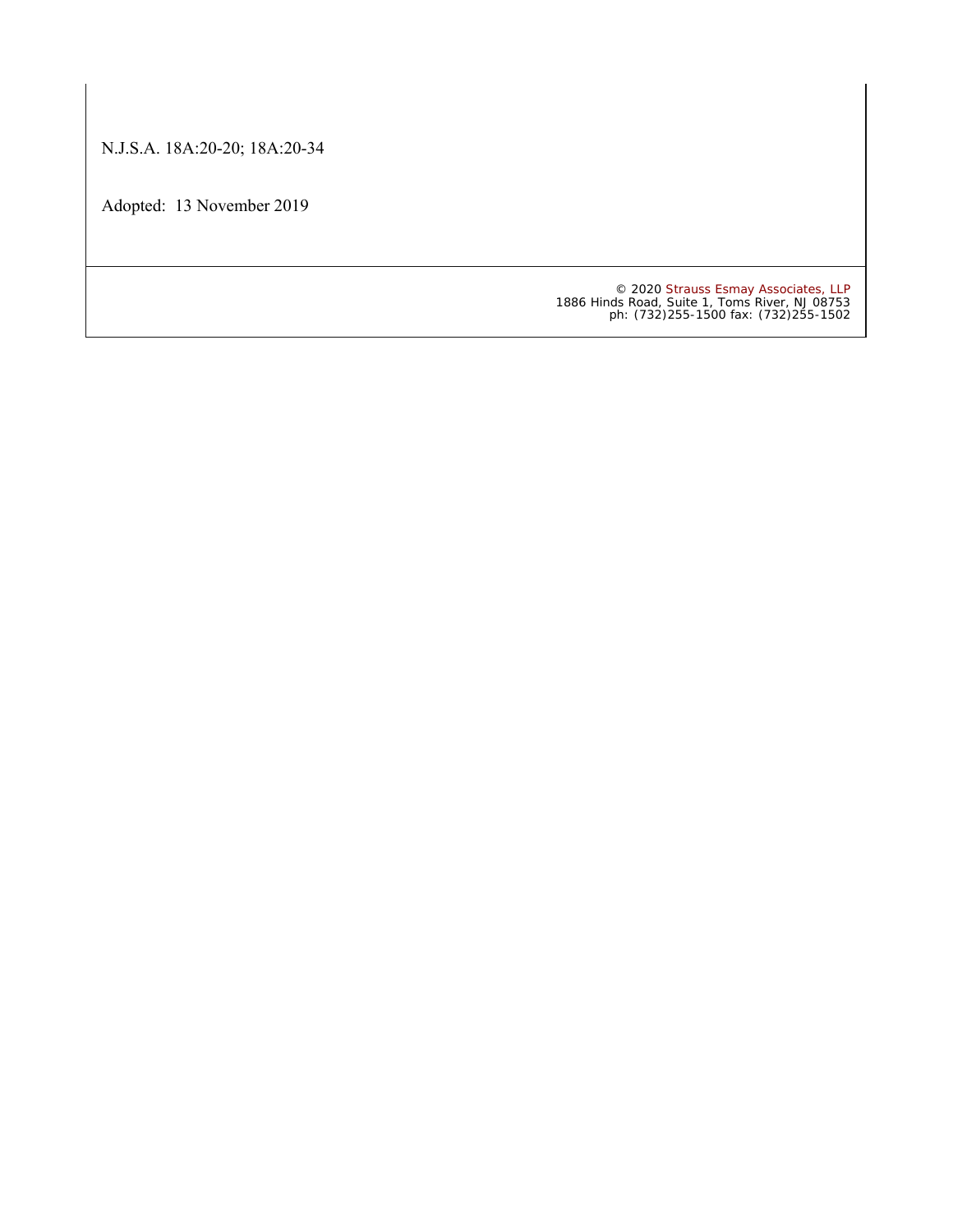N.J.S.A. 18A:20-20; 18A:20-34

Adopted: 13 November 2019

© 2020 Strauss Esmay Associates, LLP
1886 Hinds Road, Suite 1, Toms River, NJ 08753
ph: (732)255-1500 fax: (732)255-1502